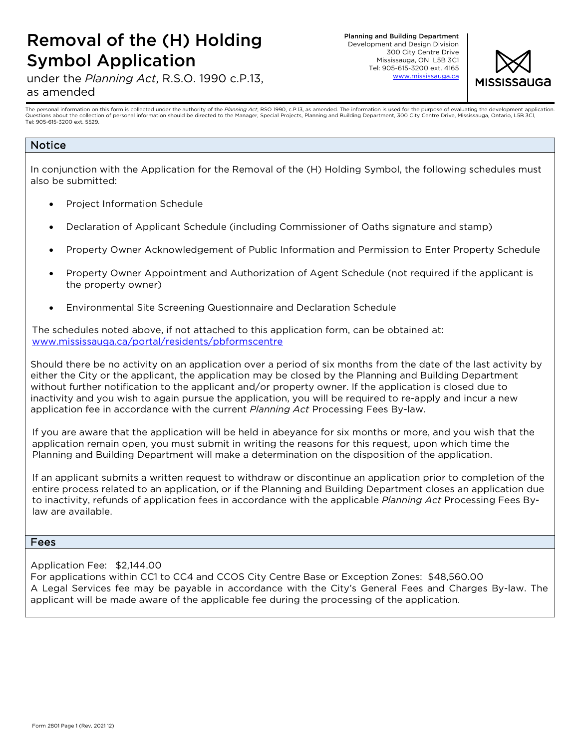# Removal of the (H) Holding Symbol Application

under the *Planning Act*, R.S.O. 1990 c.P.13, as amended

**Planning and Building Department**
Development and Design Division
300 City Centre Drive
Mississauga, ON L5B 3C1
Tel: 905-615-3200 ext. 4165
www.mississauga.ca

MISSISSAUGA

The personal information on this form is collected under the authority of the *Planning Act*, RSO 1990, c.P.13, as amended. The information is used for the purpose of evaluating the development application. Questions about the collection of personal information should be directed to the Manager, Special Projects, Planning and Building Department, 300 City Centre Drive, Mississauga, Ontario, L5B 3C1, Tel: 905-615-3200 ext. 5529.

## Notice

In conjunction with the Application for the Removal of the (H) Holding Symbol, the following schedules must also be submitted:

- Project Information Schedule
- Declaration of Applicant Schedule (including Commissioner of Oaths signature and stamp)
- Property Owner Acknowledgement of Public Information and Permission to Enter Property Schedule
- Property Owner Appointment and Authorization of Agent Schedule (not required if the applicant is the property owner)
- Environmental Site Screening Questionnaire and Declaration Schedule

The schedules noted above, if not attached to this application form, can be obtained at: www.mississauga.ca/portal/residents/pbformscentre

Should there be no activity on an application over a period of six months from the date of the last activity by either the City or the applicant, the application may be closed by the Planning and Building Department without further notification to the applicant and/or property owner. If the application is closed due to inactivity and you wish to again pursue the application, you will be required to re-apply and incur a new application fee in accordance with the current *Planning Act* Processing Fees By-law.

If you are aware that the application will be held in abeyance for six months or more, and you wish that the application remain open, you must submit in writing the reasons for this request, upon which time the Planning and Building Department will make a determination on the disposition of the application.

If an applicant submits a written request to withdraw or discontinue an application prior to completion of the entire process related to an application, or if the Planning and Building Department closes an application due to inactivity, refunds of application fees in accordance with the applicable *Planning Act* Processing Fees By-law are available.

## Fees

Application Fee: $2,144.00
For applications within CC1 to CC4 and CCOS City Centre Base or Exception Zones: $48,560.00
A Legal Services fee may be payable in accordance with the City's General Fees and Charges By-law. The applicant will be made aware of the applicable fee during the processing of the application.

Form 2801 Page 1 (Rev. 2021 12)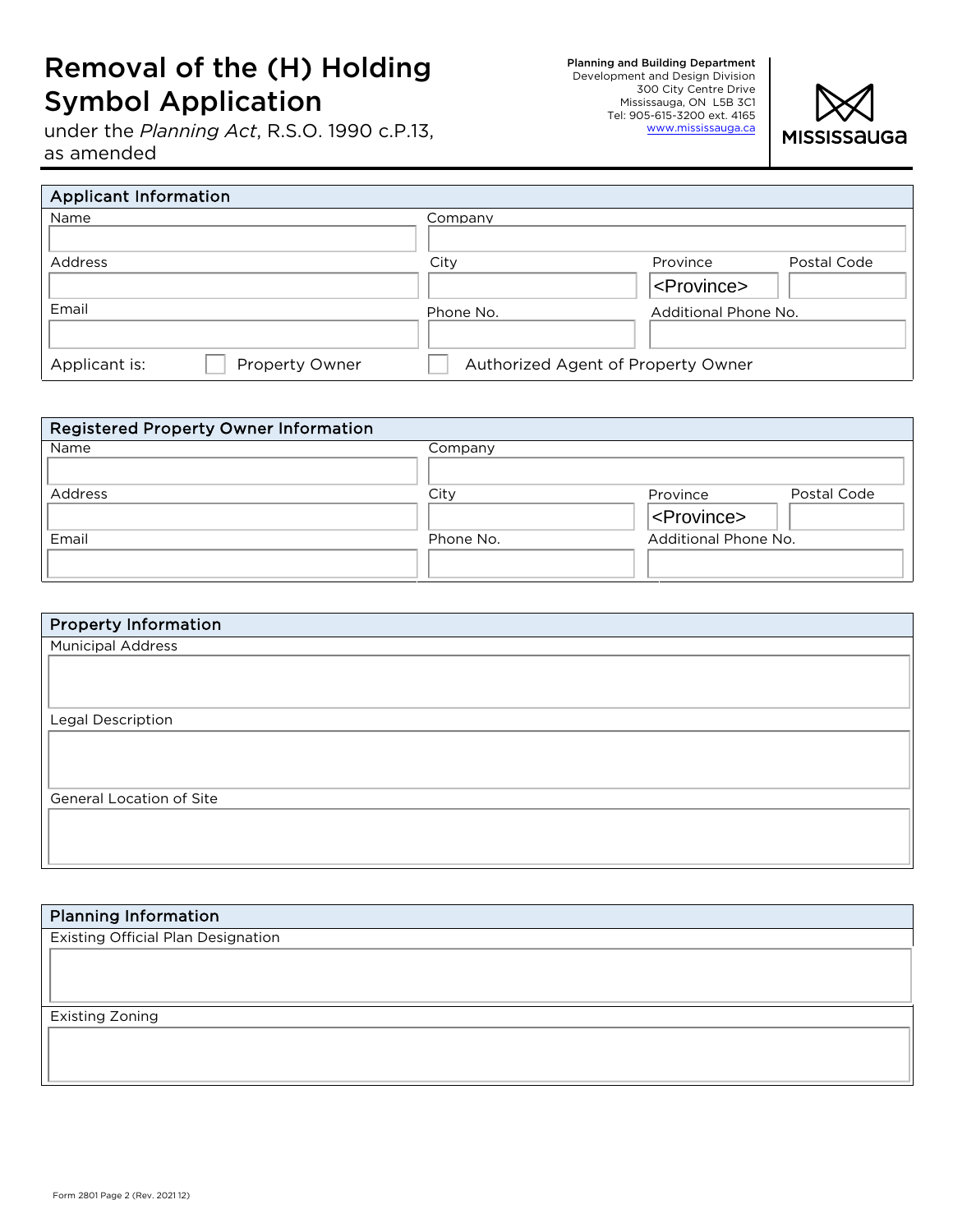# Removal of the (H) Holding Symbol Application

under the *Planning Act*, R.S.O. 1990 c.P.13, as amended

**Planning and Building Department**
Development and Design Division
300 City Centre Drive
Mississauga, ON L5B 3C1
Tel: 905-615-3200 ext. 4165
www.mississauga.ca

MISSISSAUGA

## Applicant Information

| | | | |
|---|---|---|---|
| Name | Company | | |
| Address | City | Province <Province> | Postal Code |
| Email | Phone No. | Additional Phone No. | |

Applicant is: ☐ Property Owner ☐ Authorized Agent of Property Owner

## Registered Property Owner Information

| | | | |
|---|---|---|---|
| Name | Company | | |
| Address | City | Province <Province> | Postal Code |
| Email | Phone No. | Additional Phone No. | |

## Property Information

Municipal Address

Legal Description

General Location of Site

## Planning Information

Existing Official Plan Designation

Existing Zoning

Form 2801 Page 2 (Rev. 2021 12)